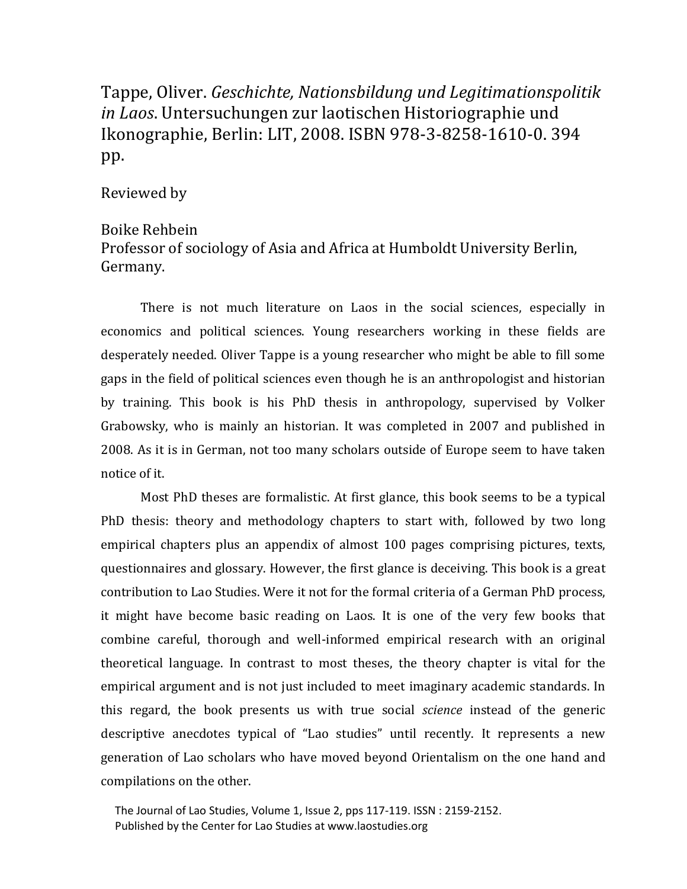Tappe, Oliver. *Geschichte, Nationsbildung und Legitimationspolitik in Laos*. Untersuchungen zur laotischen Historiographie und Ikonographie, Berlin: LIT, 2008. ISBN 978-3-8258-1610-0. 394 pp.

Reviewed by

Boike Rehbein
Professor of sociology of Asia and Africa at Humboldt University Berlin, Germany.

There is not much literature on Laos in the social sciences, especially in economics and political sciences. Young researchers working in these fields are desperately needed. Oliver Tappe is a young researcher who might be able to fill some gaps in the field of political sciences even though he is an anthropologist and historian by training. This book is his PhD thesis in anthropology, supervised by Volker Grabowsky, who is mainly an historian. It was completed in 2007 and published in 2008. As it is in German, not too many scholars outside of Europe seem to have taken notice of it.

Most PhD theses are formalistic. At first glance, this book seems to be a typical PhD thesis: theory and methodology chapters to start with, followed by two long empirical chapters plus an appendix of almost 100 pages comprising pictures, texts, questionnaires and glossary. However, the first glance is deceiving. This book is a great contribution to Lao Studies. Were it not for the formal criteria of a German PhD process, it might have become basic reading on Laos. It is one of the very few books that combine careful, thorough and well-informed empirical research with an original theoretical language. In contrast to most theses, the theory chapter is vital for the empirical argument and is not just included to meet imaginary academic standards. In this regard, the book presents us with true social *science* instead of the generic descriptive anecdotes typical of "Lao studies" until recently. It represents a new generation of Lao scholars who have moved beyond Orientalism on the one hand and compilations on the other.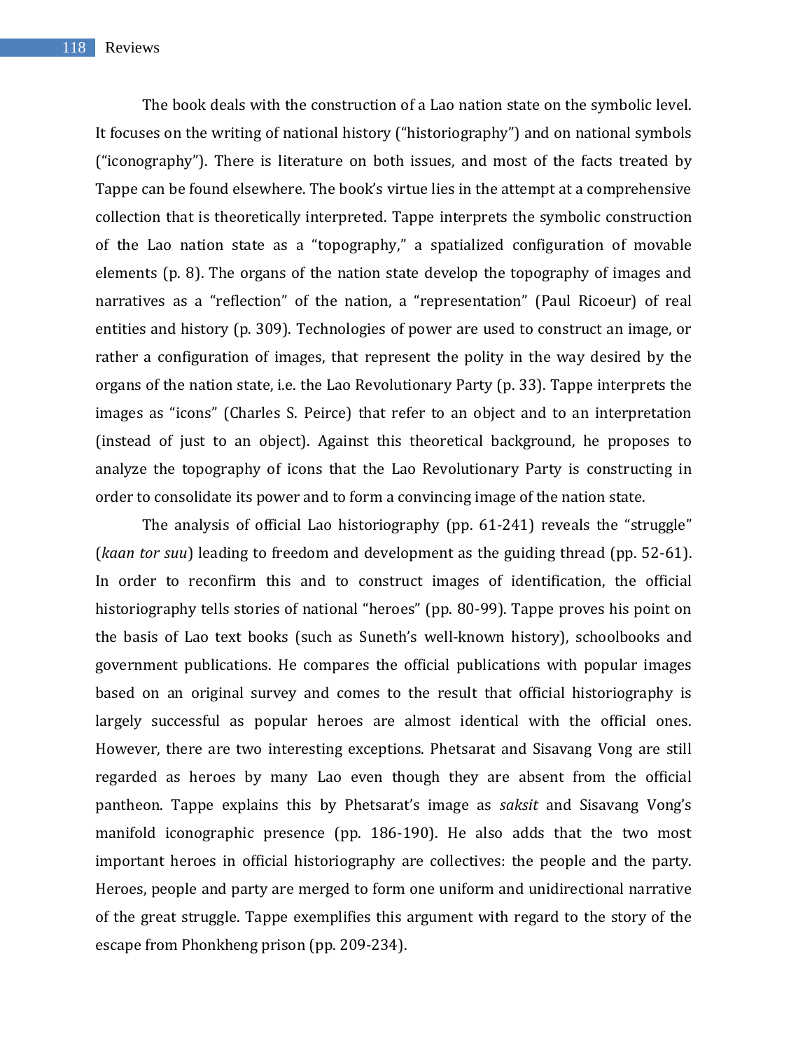The book deals with the construction of a Lao nation state on the symbolic level. It focuses on the writing of national history ("historiography") and on national symbols ("iconography"). There is literature on both issues, and most of the facts treated by Tappe can be found elsewhere. The book's virtue lies in the attempt at a comprehensive collection that is theoretically interpreted. Tappe interprets the symbolic construction of the Lao nation state as a "topography," a spatialized configuration of movable elements (p. 8). The organs of the nation state develop the topography of images and narratives as a "reflection" of the nation, a "representation" (Paul Ricoeur) of real entities and history (p. 309). Technologies of power are used to construct an image, or rather a configuration of images, that represent the polity in the way desired by the organs of the nation state, i.e. the Lao Revolutionary Party (p. 33). Tappe interprets the images as "icons" (Charles S. Peirce) that refer to an object and to an interpretation (instead of just to an object). Against this theoretical background, he proposes to analyze the topography of icons that the Lao Revolutionary Party is constructing in order to consolidate its power and to form a convincing image of the nation state.

The analysis of official Lao historiography (pp. 61-241) reveals the "struggle" (*kaan tor suu*) leading to freedom and development as the guiding thread (pp. 52-61). In order to reconfirm this and to construct images of identification, the official historiography tells stories of national "heroes" (pp. 80-99). Tappe proves his point on the basis of Lao text books (such as Suneth's well-known history), schoolbooks and government publications. He compares the official publications with popular images based on an original survey and comes to the result that official historiography is largely successful as popular heroes are almost identical with the official ones. However, there are two interesting exceptions. Phetsarat and Sisavang Vong are still regarded as heroes by many Lao even though they are absent from the official pantheon. Tappe explains this by Phetsarat's image as *saksit* and Sisavang Vong's manifold iconographic presence (pp. 186-190). He also adds that the two most important heroes in official historiography are collectives: the people and the party. Heroes, people and party are merged to form one uniform and unidirectional narrative of the great struggle. Tappe exemplifies this argument with regard to the story of the escape from Phonkheng prison (pp. 209-234).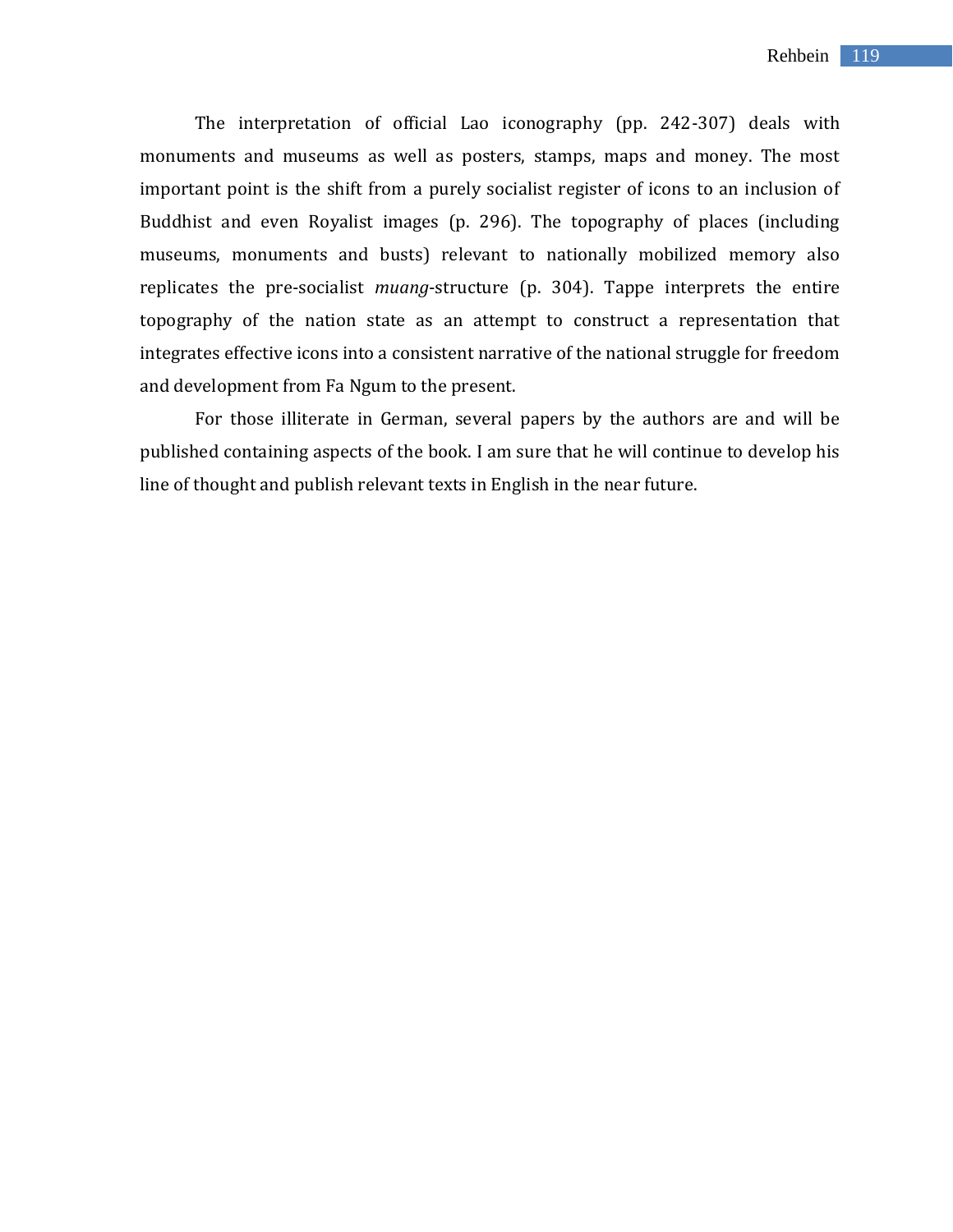The interpretation of official Lao iconography (pp. 242-307) deals with monuments and museums as well as posters, stamps, maps and money. The most important point is the shift from a purely socialist register of icons to an inclusion of Buddhist and even Royalist images (p. 296). The topography of places (including museums, monuments and busts) relevant to nationally mobilized memory also replicates the pre-socialist *muang*-structure (p. 304). Tappe interprets the entire topography of the nation state as an attempt to construct a representation that integrates effective icons into a consistent narrative of the national struggle for freedom and development from Fa Ngum to the present.

For those illiterate in German, several papers by the authors are and will be published containing aspects of the book. I am sure that he will continue to develop his line of thought and publish relevant texts in English in the near future.